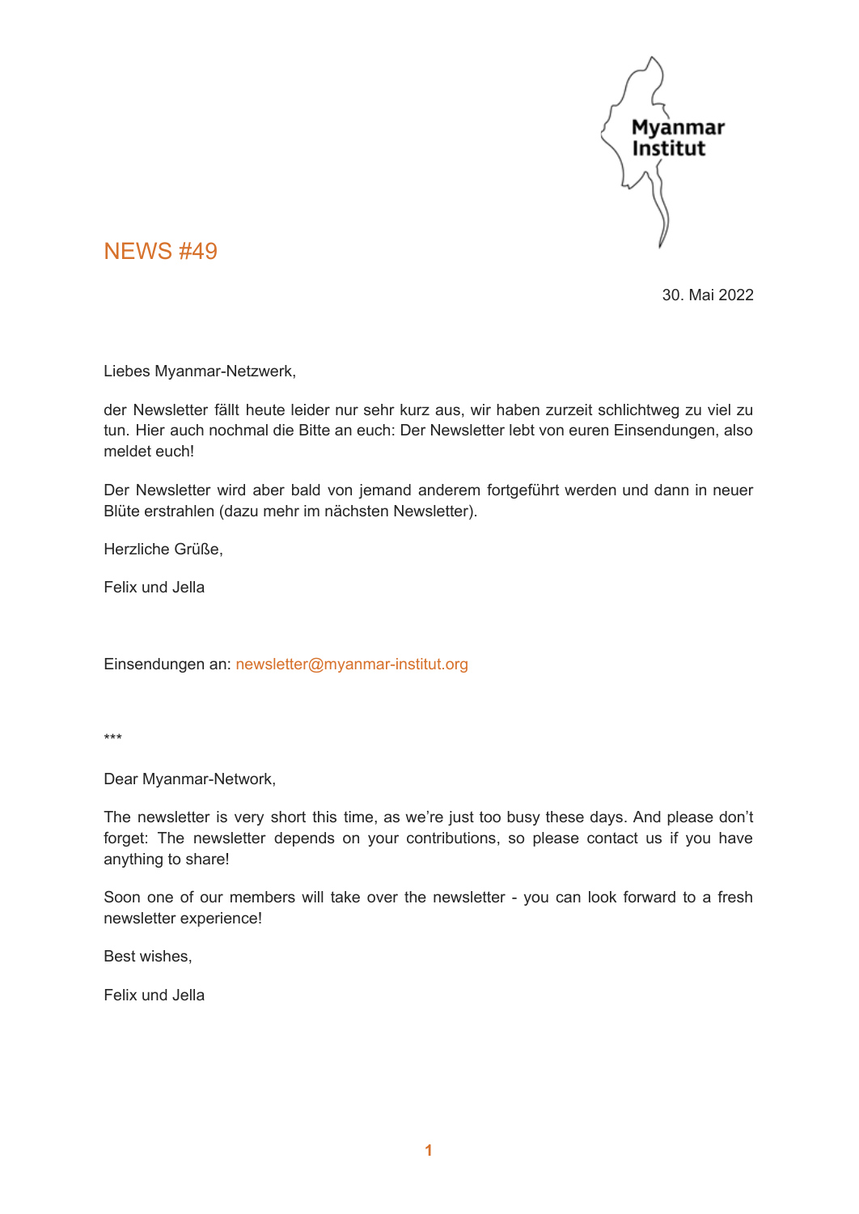Myanmar Institut

# NEWS #49

30. Mai 2022

Liebes Myanmar-Netzwerk,

der Newsletter fällt heute leider nur sehr kurz aus, wir haben zurzeit schlichtweg zu viel zu tun. Hier auch nochmal die Bitte an euch: Der Newsletter lebt von euren Einsendungen, also meldet euch!

Der Newsletter wird aber bald von jemand anderem fortgeführt werden und dann in neuer Blüte erstrahlen (dazu mehr im nächsten Newsletter).

Herzliche Grüße,

Felix und Jella

Einsendungen an: newsletter@myanmar-institut.org

***

Dear Myanmar-Network,

The newsletter is very short this time, as we're just too busy these days. And please don't forget: The newsletter depends on your contributions, so please contact us if you have anything to share!

Soon one of our members will take over the newsletter - you can look forward to a fresh newsletter experience!

Best wishes,

Felix und Jella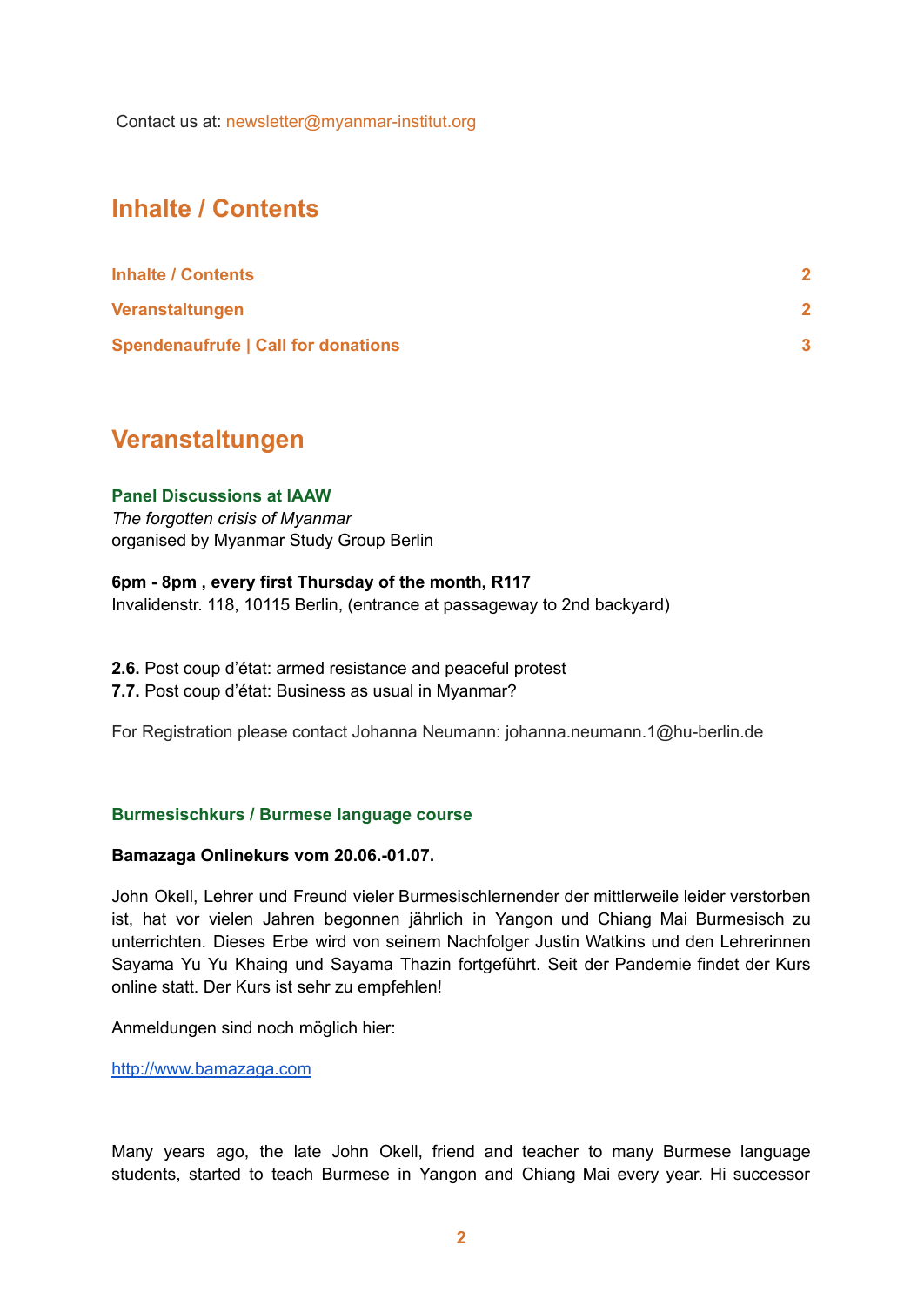Contact us at: newsletter@myanmar-institut.org

## Inhalte / Contents

| | |
|---|---|
| Inhalte / Contents | 2 |
| Veranstaltungen | 2 |
| Spendenaufrufe \| Call for donations | 3 |

## Veranstaltungen

### Panel Discussions at IAAW

*The forgotten crisis of Myanmar*
organised by Myanmar Study Group Berlin

**6pm - 8pm , every first Thursday of the month, R117**
Invalidenstr. 118, 10115 Berlin, (entrance at passageway to 2nd backyard)

**2.6.** Post coup d'état: armed resistance and peaceful protest
**7.7.** Post coup d'état: Business as usual in Myanmar?

For Registration please contact Johanna Neumann: johanna.neumann.1@hu-berlin.de

### Burmesischkurs / Burmese language course

**Bamazaga Onlinekurs vom 20.06.-01.07.**

John Okell, Lehrer und Freund vieler Burmesischlernender der mittlerweile leider verstorben ist, hat vor vielen Jahren begonnen jährlich in Yangon und Chiang Mai Burmesisch zu unterrichten. Dieses Erbe wird von seinem Nachfolger Justin Watkins und den Lehrerinnen Sayama Yu Yu Khaing und Sayama Thazin fortgeführt. Seit der Pandemie findet der Kurs online statt. Der Kurs ist sehr zu empfehlen!

Anmeldungen sind noch möglich hier:

http://www.bamazaga.com

Many years ago, the late John Okell, friend and teacher to many Burmese language students, started to teach Burmese in Yangon and Chiang Mai every year. Hi successor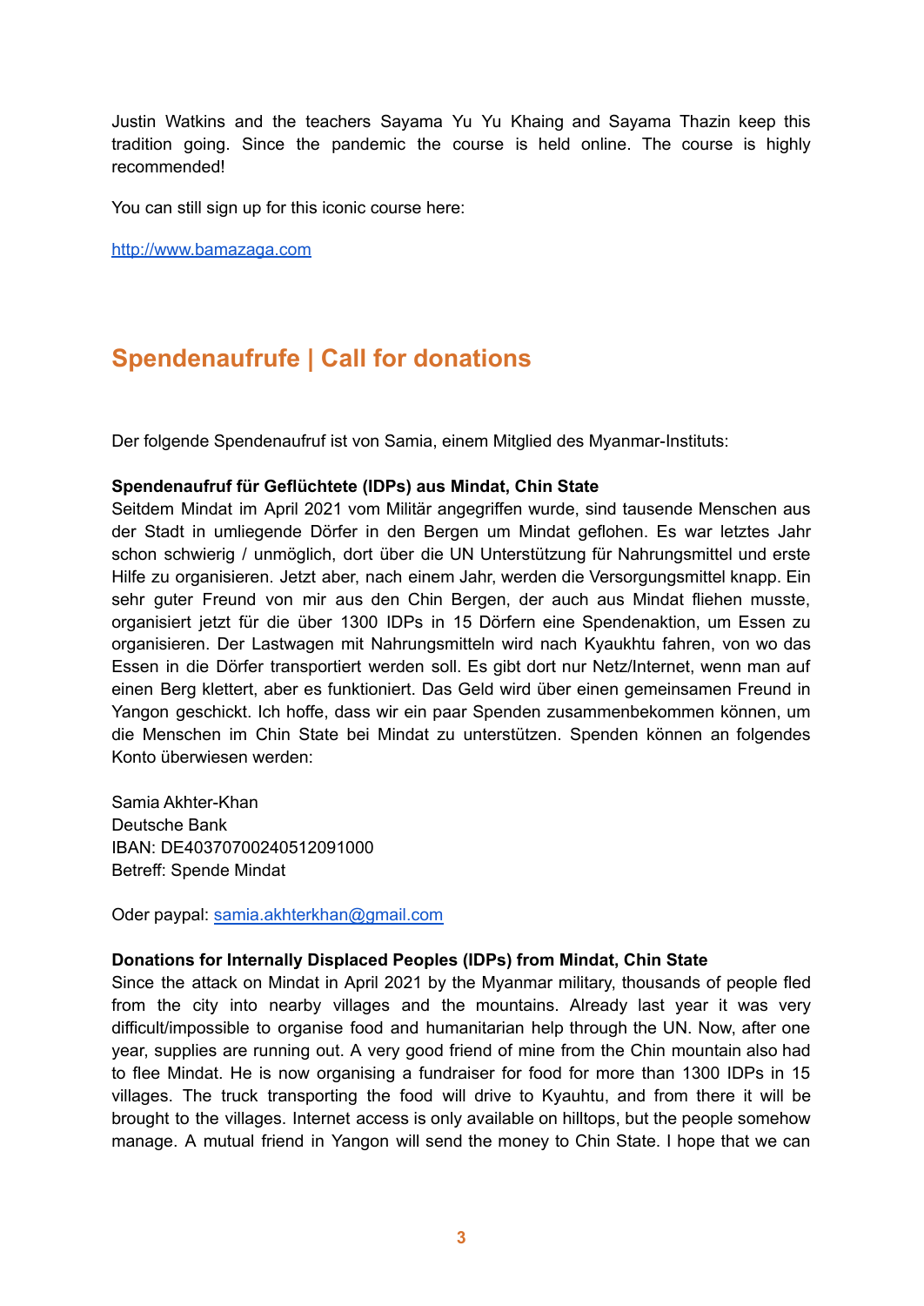Justin Watkins and the teachers Sayama Yu Yu Khaing and Sayama Thazin keep this tradition going. Since the pandemic the course is held online. The course is highly recommended!

You can still sign up for this iconic course here:

http://www.bamazaga.com

## Spendenaufrufe | Call for donations

Der folgende Spendenaufruf ist von Samia, einem Mitglied des Myanmar-Instituts:

**Spendenaufruf für Geflüchtete (IDPs) aus Mindat, Chin State**
Seitdem Mindat im April 2021 vom Militär angegriffen wurde, sind tausende Menschen aus der Stadt in umliegende Dörfer in den Bergen um Mindat geflohen. Es war letztes Jahr schon schwierig / unmöglich, dort über die UN Unterstützung für Nahrungsmittel und erste Hilfe zu organisieren. Jetzt aber, nach einem Jahr, werden die Versorgungsmittel knapp. Ein sehr guter Freund von mir aus den Chin Bergen, der auch aus Mindat fliehen musste, organisiert jetzt für die über 1300 IDPs in 15 Dörfern eine Spendenaktion, um Essen zu organisieren. Der Lastwagen mit Nahrungsmitteln wird nach Kyaukhtu fahren, von wo das Essen in die Dörfer transportiert werden soll. Es gibt dort nur Netz/Internet, wenn man auf einen Berg klettert, aber es funktioniert. Das Geld wird über einen gemeinsamen Freund in Yangon geschickt. Ich hoffe, dass wir ein paar Spenden zusammenbekommen können, um die Menschen im Chin State bei Mindat zu unterstützen. Spenden können an folgendes Konto überwiesen werden:

Samia Akhter-Khan
Deutsche Bank
IBAN: DE40370700240512091000
Betreff: Spende Mindat

Oder paypal: samia.akhterkhan@gmail.com

**Donations for Internally Displaced Peoples (IDPs) from Mindat, Chin State**
Since the attack on Mindat in April 2021 by the Myanmar military, thousands of people fled from the city into nearby villages and the mountains. Already last year it was very difficult/impossible to organise food and humanitarian help through the UN. Now, after one year, supplies are running out. A very good friend of mine from the Chin mountain also had to flee Mindat. He is now organising a fundraiser for food for more than 1300 IDPs in 15 villages. The truck transporting the food will drive to Kyauhtu, and from there it will be brought to the villages. Internet access is only available on hilltops, but the people somehow manage. A mutual friend in Yangon will send the money to Chin State. I hope that we can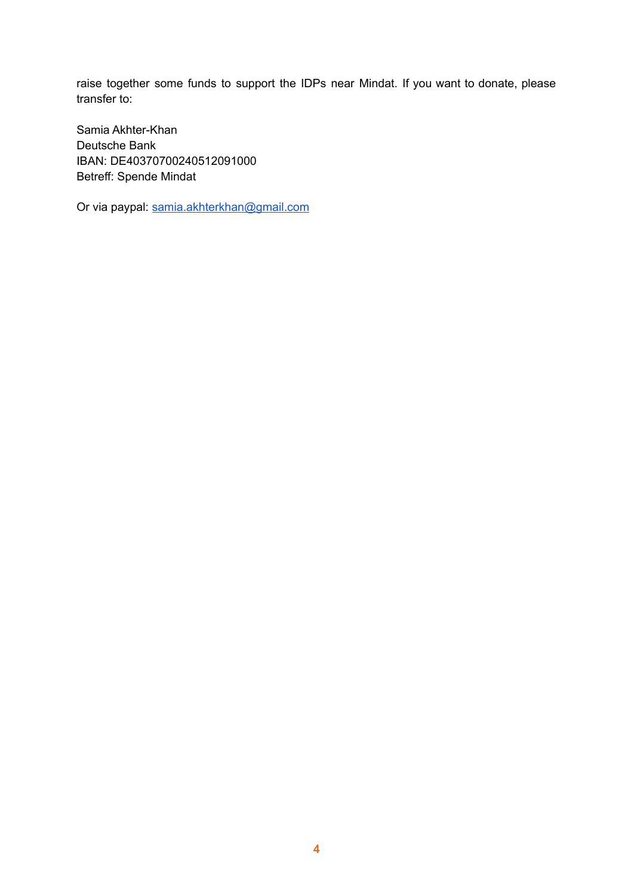raise together some funds to support the IDPs near Mindat. If you want to donate, please transfer to:

Samia Akhter-Khan  
Deutsche Bank  
IBAN: DE40370700240512091000  
Betreff: Spende Mindat

Or via paypal: samia.akhterkhan@gmail.com